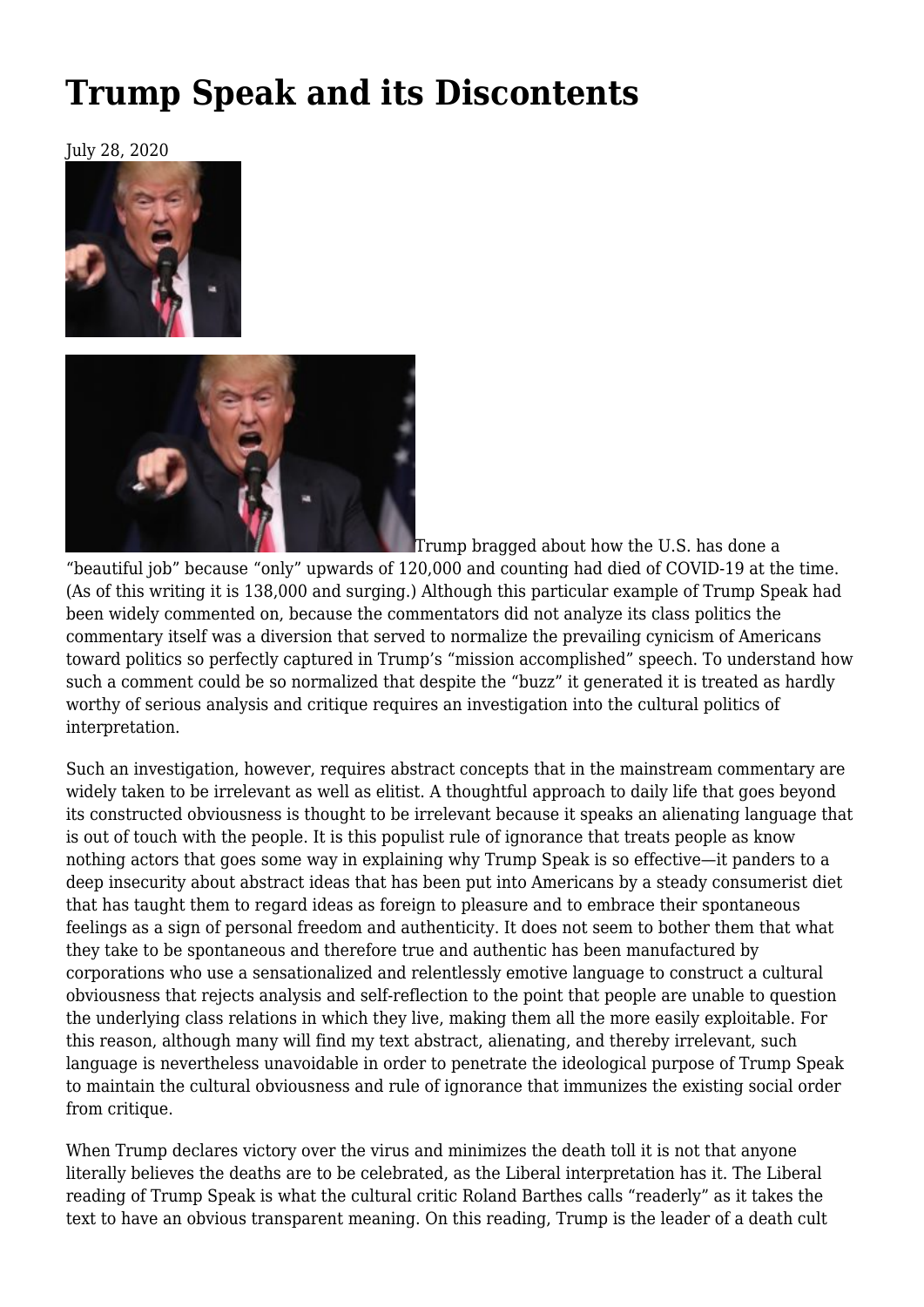# Trump Speak and its Discontents

July 28, 2020

Trump bragged about how the U.S. has done a "beautiful job" because "only" upwards of 120,000 and counting had died of COVID-19 at the time. (As of this writing it is 138,000 and surging.) Although this particular example of Trump Speak had been widely commented on, because the commentators did not analyze its class politics the commentary itself was a diversion that served to normalize the prevailing cynicism of Americans toward politics so perfectly captured in Trump's "mission accomplished" speech. To understand how such a comment could be so normalized that despite the "buzz" it generated it is treated as hardly worthy of serious analysis and critique requires an investigation into the cultural politics of interpretation.

Such an investigation, however, requires abstract concepts that in the mainstream commentary are widely taken to be irrelevant as well as elitist. A thoughtful approach to daily life that goes beyond its constructed obviousness is thought to be irrelevant because it speaks an alienating language that is out of touch with the people. It is this populist rule of ignorance that treats people as know nothing actors that goes some way in explaining why Trump Speak is so effective—it panders to a deep insecurity about abstract ideas that has been put into Americans by a steady consumerist diet that has taught them to regard ideas as foreign to pleasure and to embrace their spontaneous feelings as a sign of personal freedom and authenticity. It does not seem to bother them that what they take to be spontaneous and therefore true and authentic has been manufactured by corporations who use a sensationalized and relentlessly emotive language to construct a cultural obviousness that rejects analysis and self-reflection to the point that people are unable to question the underlying class relations in which they live, making them all the more easily exploitable. For this reason, although many will find my text abstract, alienating, and thereby irrelevant, such language is nevertheless unavoidable in order to penetrate the ideological purpose of Trump Speak to maintain the cultural obviousness and rule of ignorance that immunizes the existing social order from critique.

When Trump declares victory over the virus and minimizes the death toll it is not that anyone literally believes the deaths are to be celebrated, as the Liberal interpretation has it. The Liberal reading of Trump Speak is what the cultural critic Roland Barthes calls "readerly" as it takes the text to have an obvious transparent meaning. On this reading, Trump is the leader of a death cult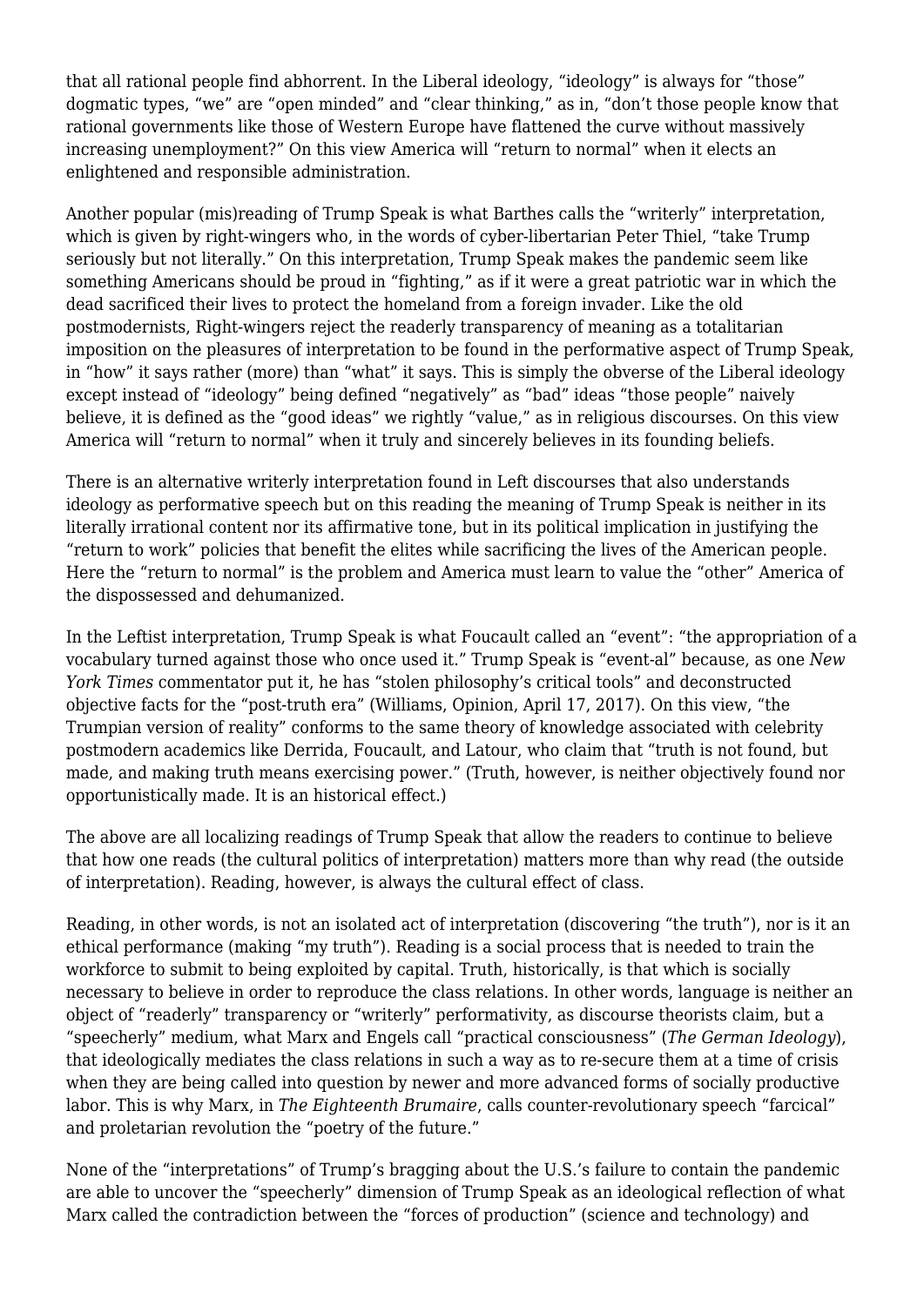that all rational people find abhorrent. In the Liberal ideology, "ideology" is always for "those" dogmatic types, "we" are "open minded" and "clear thinking," as in, "don't those people know that rational governments like those of Western Europe have flattened the curve without massively increasing unemployment?" On this view America will "return to normal" when it elects an enlightened and responsible administration.

Another popular (mis)reading of Trump Speak is what Barthes calls the "writerly" interpretation, which is given by right-wingers who, in the words of cyber-libertarian Peter Thiel, "take Trump seriously but not literally." On this interpretation, Trump Speak makes the pandemic seem like something Americans should be proud in "fighting," as if it were a great patriotic war in which the dead sacrificed their lives to protect the homeland from a foreign invader. Like the old postmodernists, Right-wingers reject the readerly transparency of meaning as a totalitarian imposition on the pleasures of interpretation to be found in the performative aspect of Trump Speak, in "how" it says rather (more) than "what" it says. This is simply the obverse of the Liberal ideology except instead of "ideology" being defined "negatively" as "bad" ideas "those people" naively believe, it is defined as the "good ideas" we rightly "value," as in religious discourses. On this view America will "return to normal" when it truly and sincerely believes in its founding beliefs.

There is an alternative writerly interpretation found in Left discourses that also understands ideology as performative speech but on this reading the meaning of Trump Speak is neither in its literally irrational content nor its affirmative tone, but in its political implication in justifying the "return to work" policies that benefit the elites while sacrificing the lives of the American people. Here the "return to normal" is the problem and America must learn to value the "other" America of the dispossessed and dehumanized.

In the Leftist interpretation, Trump Speak is what Foucault called an "event": "the appropriation of a vocabulary turned against those who once used it." Trump Speak is "event-al" because, as one *New York Times* commentator put it, he has "stolen philosophy's critical tools" and deconstructed objective facts for the "post-truth era" (Williams, Opinion, April 17, 2017). On this view, "the Trumpian version of reality" conforms to the same theory of knowledge associated with celebrity postmodern academics like Derrida, Foucault, and Latour, who claim that "truth is not found, but made, and making truth means exercising power." (Truth, however, is neither objectively found nor opportunistically made. It is an historical effect.)

The above are all localizing readings of Trump Speak that allow the readers to continue to believe that how one reads (the cultural politics of interpretation) matters more than why read (the outside of interpretation). Reading, however, is always the cultural effect of class.

Reading, in other words, is not an isolated act of interpretation (discovering "the truth"), nor is it an ethical performance (making "my truth"). Reading is a social process that is needed to train the workforce to submit to being exploited by capital. Truth, historically, is that which is socially necessary to believe in order to reproduce the class relations. In other words, language is neither an object of "readerly" transparency or "writerly" performativity, as discourse theorists claim, but a "speecherly" medium, what Marx and Engels call "practical consciousness" (*The German Ideology*), that ideologically mediates the class relations in such a way as to re-secure them at a time of crisis when they are being called into question by newer and more advanced forms of socially productive labor. This is why Marx, in *The Eighteenth Brumaire*, calls counter-revolutionary speech "farcical" and proletarian revolution the "poetry of the future."

None of the "interpretations" of Trump's bragging about the U.S.'s failure to contain the pandemic are able to uncover the "speecherly" dimension of Trump Speak as an ideological reflection of what Marx called the contradiction between the "forces of production" (science and technology) and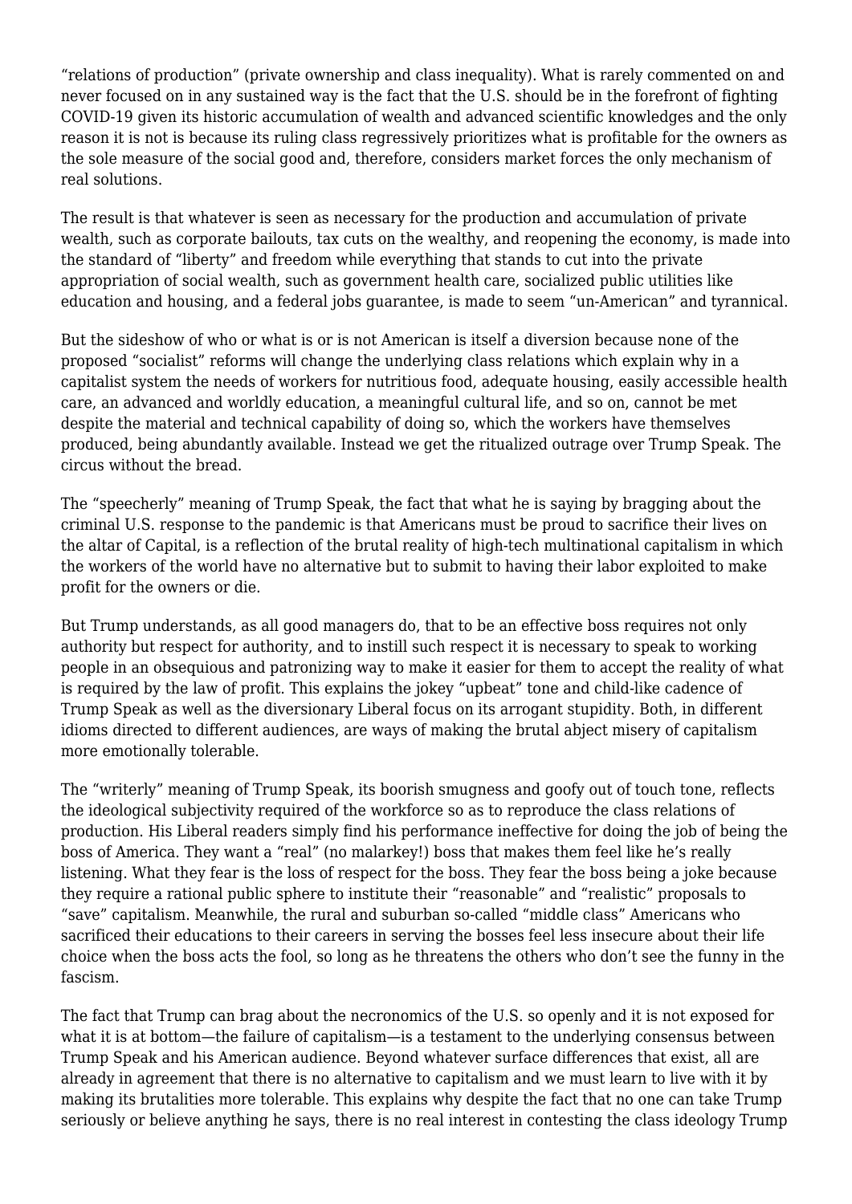"relations of production" (private ownership and class inequality). What is rarely commented on and never focused on in any sustained way is the fact that the U.S. should be in the forefront of fighting COVID-19 given its historic accumulation of wealth and advanced scientific knowledges and the only reason it is not is because its ruling class regressively prioritizes what is profitable for the owners as the sole measure of the social good and, therefore, considers market forces the only mechanism of real solutions.

The result is that whatever is seen as necessary for the production and accumulation of private wealth, such as corporate bailouts, tax cuts on the wealthy, and reopening the economy, is made into the standard of "liberty" and freedom while everything that stands to cut into the private appropriation of social wealth, such as government health care, socialized public utilities like education and housing, and a federal jobs guarantee, is made to seem "un-American" and tyrannical.

But the sideshow of who or what is or is not American is itself a diversion because none of the proposed "socialist" reforms will change the underlying class relations which explain why in a capitalist system the needs of workers for nutritious food, adequate housing, easily accessible health care, an advanced and worldly education, a meaningful cultural life, and so on, cannot be met despite the material and technical capability of doing so, which the workers have themselves produced, being abundantly available. Instead we get the ritualized outrage over Trump Speak. The circus without the bread.

The "speecherly" meaning of Trump Speak, the fact that what he is saying by bragging about the criminal U.S. response to the pandemic is that Americans must be proud to sacrifice their lives on the altar of Capital, is a reflection of the brutal reality of high-tech multinational capitalism in which the workers of the world have no alternative but to submit to having their labor exploited to make profit for the owners or die.

But Trump understands, as all good managers do, that to be an effective boss requires not only authority but respect for authority, and to instill such respect it is necessary to speak to working people in an obsequious and patronizing way to make it easier for them to accept the reality of what is required by the law of profit. This explains the jokey "upbeat" tone and child-like cadence of Trump Speak as well as the diversionary Liberal focus on its arrogant stupidity. Both, in different idioms directed to different audiences, are ways of making the brutal abject misery of capitalism more emotionally tolerable.

The "writerly" meaning of Trump Speak, its boorish smugness and goofy out of touch tone, reflects the ideological subjectivity required of the workforce so as to reproduce the class relations of production. His Liberal readers simply find his performance ineffective for doing the job of being the boss of America. They want a "real" (no malarkey!) boss that makes them feel like he's really listening. What they fear is the loss of respect for the boss. They fear the boss being a joke because they require a rational public sphere to institute their "reasonable" and "realistic" proposals to "save" capitalism. Meanwhile, the rural and suburban so-called "middle class" Americans who sacrificed their educations to their careers in serving the bosses feel less insecure about their life choice when the boss acts the fool, so long as he threatens the others who don't see the funny in the fascism.

The fact that Trump can brag about the necronomics of the U.S. so openly and it is not exposed for what it is at bottom—the failure of capitalism—is a testament to the underlying consensus between Trump Speak and his American audience. Beyond whatever surface differences that exist, all are already in agreement that there is no alternative to capitalism and we must learn to live with it by making its brutalities more tolerable. This explains why despite the fact that no one can take Trump seriously or believe anything he says, there is no real interest in contesting the class ideology Trump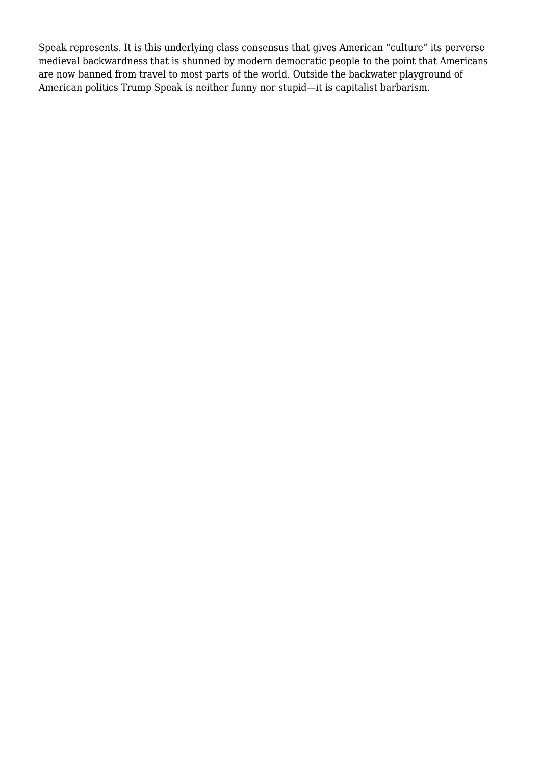Speak represents. It is this underlying class consensus that gives American “culture” its perverse medieval backwardness that is shunned by modern democratic people to the point that Americans are now banned from travel to most parts of the world. Outside the backwater playground of American politics Trump Speak is neither funny nor stupid—it is capitalist barbarism.